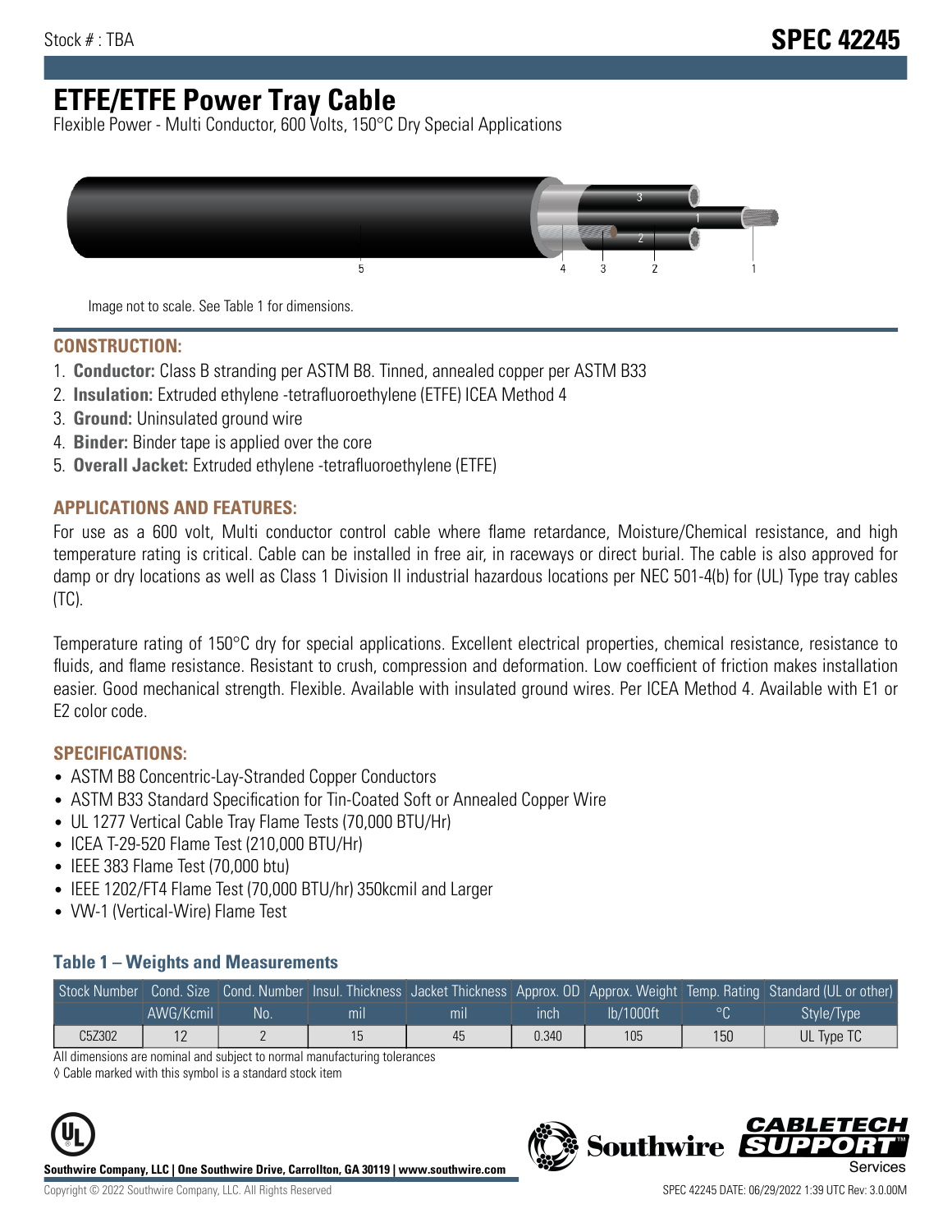Stock # : TBA

# SPEC 42245

# ETFE/ETFE Power Tray Cable

Flexible Power - Multi Conductor, 600 Volts, 150°C Dry Special Applications

Image not to scale. See Table 1 for dimensions.

## CONSTRUCTION:

1. **Conductor:** Class B stranding per ASTM B8. Tinned, annealed copper per ASTM B33
2. **Insulation:** Extruded ethylene -tetrafluoroethylene (ETFE) ICEA Method 4
3. **Ground:** Uninsulated ground wire
4. **Binder:** Binder tape is applied over the core
5. **Overall Jacket:** Extruded ethylene -tetrafluoroethylene (ETFE)

## APPLICATIONS AND FEATURES:

For use as a 600 volt, Multi conductor control cable where flame retardance, Moisture/Chemical resistance, and high temperature rating is critical. Cable can be installed in free air, in raceways or direct burial. The cable is also approved for damp or dry locations as well as Class 1 Division II industrial hazardous locations per NEC 501-4(b) for (UL) Type tray cables (TC).

Temperature rating of 150°C dry for special applications. Excellent electrical properties, chemical resistance, resistance to fluids, and flame resistance. Resistant to crush, compression and deformation. Low coefficient of friction makes installation easier. Good mechanical strength. Flexible. Available with insulated ground wires. Per ICEA Method 4. Available with E1 or E2 color code.

## SPECIFICATIONS:

- ASTM B8 Concentric-Lay-Stranded Copper Conductors
- ASTM B33 Standard Specification for Tin-Coated Soft or Annealed Copper Wire
- UL 1277 Vertical Cable Tray Flame Tests (70,000 BTU/Hr)
- ICEA T-29-520 Flame Test (210,000 BTU/Hr)
- IEEE 383 Flame Test (70,000 btu)
- IEEE 1202/FT4 Flame Test (70,000 BTU/hr) 350kcmil and Larger
- VW-1 (Vertical-Wire) Flame Test

### Table 1 – Weights and Measurements

| Stock Number | Cond. Size | Cond. Number | Insul. Thickness | Jacket Thickness | Approx. OD | Approx. Weight | Temp. Rating | Standard (UL or other) |
|---|---|---|---|---|---|---|---|---|
| | AWG/Kcmil | No. | mil | mil | inch | lb/1000ft | °C | Style/Type |
| C5Z302 | 12 | 2 | 15 | 45 | 0.340 | 105 | 150 | UL Type TC |

All dimensions are nominal and subject to normal manufacturing tolerances

◊ Cable marked with this symbol is a standard stock item

**Southwire Company, LLC | One Southwire Drive, Carrollton, GA 30119 | www.southwire.com**

Copyright © 2022 Southwire Company, LLC. All Rights Reserved

SPEC 42245 DATE: 06/29/2022 1:39 UTC Rev: 3.0.00M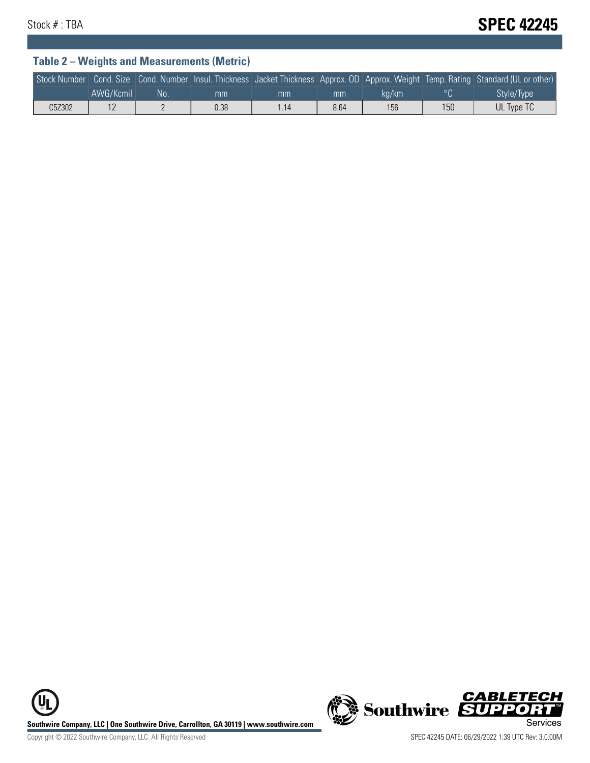### Table 2 – Weights and Measurements (Metric)

| Stock Number | Cond. Size | Cond. Number | Insul. Thickness | Jacket Thickness | Approx. OD | Approx. Weight | Temp. Rating | Standard (UL or other) |
|---|---|---|---|---|---|---|---|---|
| | AWG/Kcmil | No. | mm | mm | mm | kg/km | °C | Style/Type |
| C5Z302 | 12 | 2 | 0.38 | 1.14 | 8.64 | 156 | 150 | UL Type TC |

**Southwire Company, LLC | One Southwire Drive, Carrollton, GA 30119 | www.southwire.com**

Copyright © 2022 Southwire Company, LLC. All Rights Reserved

SPEC 42245 DATE: 06/29/2022 1:39 UTC Rev: 3.0.00M